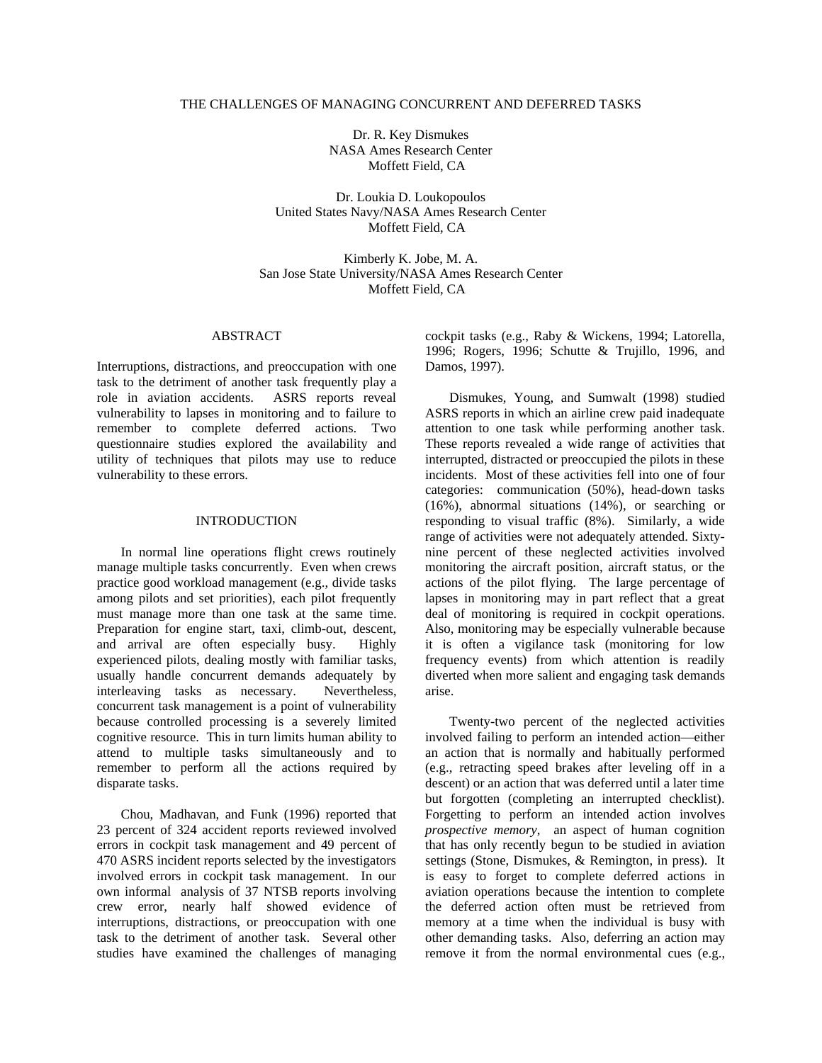# THE CHALLENGES OF MANAGING CONCURRENT AND DEFERRED TASKS

Dr. R. Key Dismukes
NASA Ames Research Center
Moffett Field, CA

Dr. Loukia D. Loukopoulos
United States Navy/NASA Ames Research Center
Moffett Field, CA

Kimberly K. Jobe, M. A.
San Jose State University/NASA Ames Research Center
Moffett Field, CA

## ABSTRACT

Interruptions, distractions, and preoccupation with one task to the detriment of another task frequently play a role in aviation accidents. ASRS reports reveal vulnerability to lapses in monitoring and to failure to remember to complete deferred actions. Two questionnaire studies explored the availability and utility of techniques that pilots may use to reduce vulnerability to these errors.

## INTRODUCTION

In normal line operations flight crews routinely manage multiple tasks concurrently. Even when crews practice good workload management (e.g., divide tasks among pilots and set priorities), each pilot frequently must manage more than one task at the same time. Preparation for engine start, taxi, climb-out, descent, and arrival are often especially busy. Highly experienced pilots, dealing mostly with familiar tasks, usually handle concurrent demands adequately by interleaving tasks as necessary. Nevertheless, concurrent task management is a point of vulnerability because controlled processing is a severely limited cognitive resource. This in turn limits human ability to attend to multiple tasks simultaneously and to remember to perform all the actions required by disparate tasks.

Chou, Madhavan, and Funk (1996) reported that 23 percent of 324 accident reports reviewed involved errors in cockpit task management and 49 percent of 470 ASRS incident reports selected by the investigators involved errors in cockpit task management. In our own informal analysis of 37 NTSB reports involving crew error, nearly half showed evidence of interruptions, distractions, or preoccupation with one task to the detriment of another task. Several other studies have examined the challenges of managing cockpit tasks (e.g., Raby & Wickens, 1994; Latorella, 1996; Rogers, 1996; Schutte & Trujillo, 1996, and Damos, 1997).

Dismukes, Young, and Sumwalt (1998) studied ASRS reports in which an airline crew paid inadequate attention to one task while performing another task. These reports revealed a wide range of activities that interrupted, distracted or preoccupied the pilots in these incidents. Most of these activities fell into one of four categories: communication (50%), head-down tasks (16%), abnormal situations (14%), or searching or responding to visual traffic (8%). Similarly, a wide range of activities were not adequately attended. Sixty-nine percent of these neglected activities involved monitoring the aircraft position, aircraft status, or the actions of the pilot flying. The large percentage of lapses in monitoring may in part reflect that a great deal of monitoring is required in cockpit operations. Also, monitoring may be especially vulnerable because it is often a vigilance task (monitoring for low frequency events) from which attention is readily diverted when more salient and engaging task demands arise.

Twenty-two percent of the neglected activities involved failing to perform an intended action—either an action that is normally and habitually performed (e.g., retracting speed brakes after leveling off in a descent) or an action that was deferred until a later time but forgotten (completing an interrupted checklist). Forgetting to perform an intended action involves *prospective memory*, an aspect of human cognition that has only recently begun to be studied in aviation settings (Stone, Dismukes, & Remington, in press). It is easy to forget to complete deferred actions in aviation operations because the intention to complete the deferred action often must be retrieved from memory at a time when the individual is busy with other demanding tasks. Also, deferring an action may remove it from the normal environmental cues (e.g.,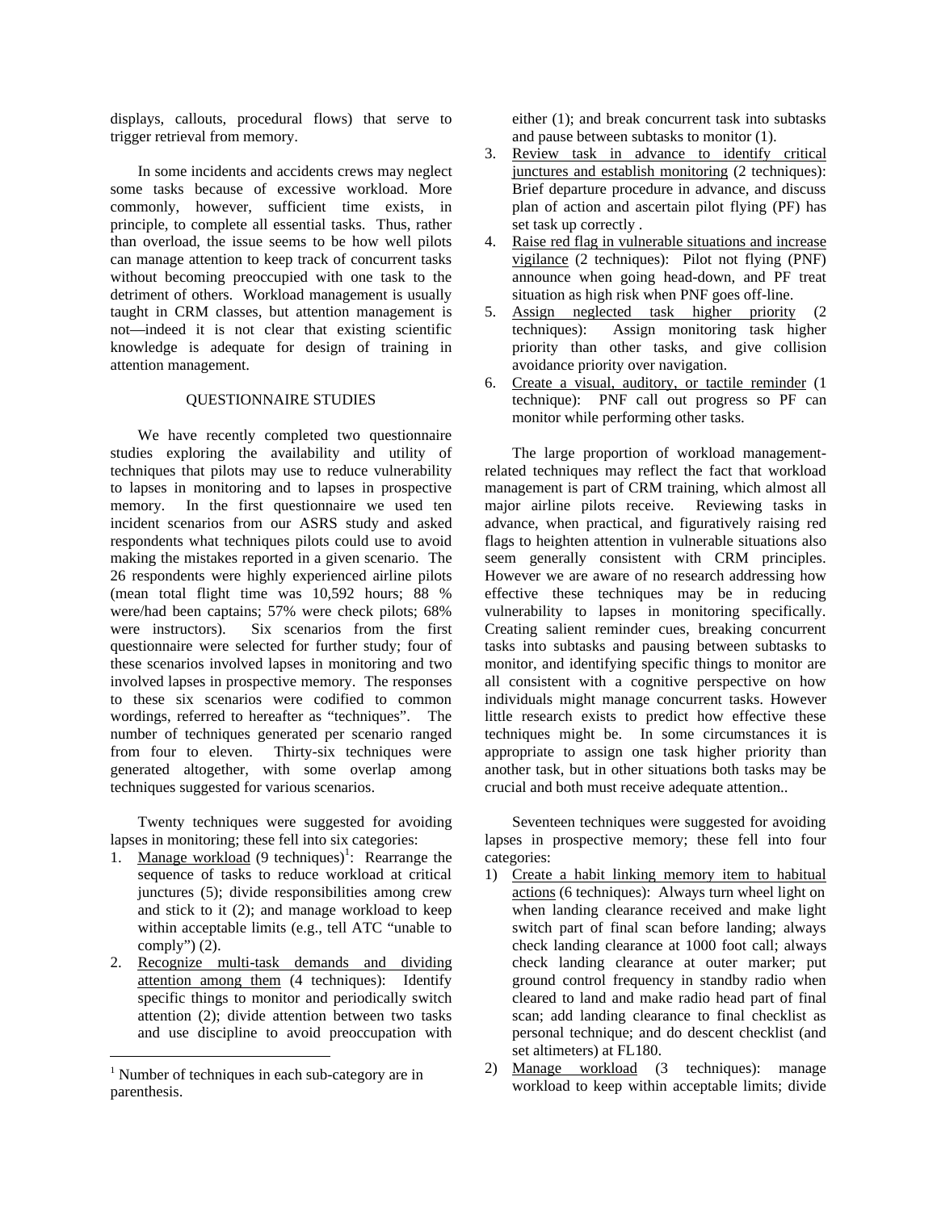displays, callouts, procedural flows) that serve to trigger retrieval from memory.

In some incidents and accidents crews may neglect some tasks because of excessive workload. More commonly, however, sufficient time exists, in principle, to complete all essential tasks. Thus, rather than overload, the issue seems to be how well pilots can manage attention to keep track of concurrent tasks without becoming preoccupied with one task to the detriment of others. Workload management is usually taught in CRM classes, but attention management is not—indeed it is not clear that existing scientific knowledge is adequate for design of training in attention management.

## QUESTIONNAIRE STUDIES

We have recently completed two questionnaire studies exploring the availability and utility of techniques that pilots may use to reduce vulnerability to lapses in monitoring and to lapses in prospective memory. In the first questionnaire we used ten incident scenarios from our ASRS study and asked respondents what techniques pilots could use to avoid making the mistakes reported in a given scenario. The 26 respondents were highly experienced airline pilots (mean total flight time was 10,592 hours; 88 % were/had been captains; 57% were check pilots; 68% were instructors). Six scenarios from the first questionnaire were selected for further study; four of these scenarios involved lapses in monitoring and two involved lapses in prospective memory. The responses to these six scenarios were codified to common wordings, referred to hereafter as "techniques". The number of techniques generated per scenario ranged from four to eleven. Thirty-six techniques were generated altogether, with some overlap among techniques suggested for various scenarios.

Twenty techniques were suggested for avoiding lapses in monitoring; these fell into six categories:

1. Manage workload (9 techniques)[1]: Rearrange the sequence of tasks to reduce workload at critical junctures (5); divide responsibilities among crew and stick to it (2); and manage workload to keep within acceptable limits (e.g., tell ATC "unable to comply") (2).
2. Recognize multi-task demands and dividing attention among them (4 techniques): Identify specific things to monitor and periodically switch attention (2); divide attention between two tasks and use discipline to avoid preoccupation with either (1); and break concurrent task into subtasks and pause between subtasks to monitor (1).
3. Review task in advance to identify critical junctures and establish monitoring (2 techniques): Brief departure procedure in advance, and discuss plan of action and ascertain pilot flying (PF) has set task up correctly .
4. Raise red flag in vulnerable situations and increase vigilance (2 techniques): Pilot not flying (PNF) announce when going head-down, and PF treat situation as high risk when PNF goes off-line.
5. Assign neglected task higher priority (2 techniques): Assign monitoring task higher priority than other tasks, and give collision avoidance priority over navigation.
6. Create a visual, auditory, or tactile reminder (1 technique): PNF call out progress so PF can monitor while performing other tasks.

The large proportion of workload management-related techniques may reflect the fact that workload management is part of CRM training, which almost all major airline pilots receive. Reviewing tasks in advance, when practical, and figuratively raising red flags to heighten attention in vulnerable situations also seem generally consistent with CRM principles. However we are aware of no research addressing how effective these techniques may be in reducing vulnerability to lapses in monitoring specifically. Creating salient reminder cues, breaking concurrent tasks into subtasks and pausing between subtasks to monitor, and identifying specific things to monitor are all consistent with a cognitive perspective on how individuals might manage concurrent tasks. However little research exists to predict how effective these techniques might be. In some circumstances it is appropriate to assign one task higher priority than another task, but in other situations both tasks may be crucial and both must receive adequate attention..

Seventeen techniques were suggested for avoiding lapses in prospective memory; these fell into four categories:

1) Create a habit linking memory item to habitual actions (6 techniques): Always turn wheel light on when landing clearance received and make light switch part of final scan before landing; always check landing clearance at 1000 foot call; always check landing clearance at outer marker; put ground control frequency in standby radio when cleared to land and make radio head part of final scan; add landing clearance to final checklist as personal technique; and do descent checklist (and set altimeters) at FL180.
2) Manage workload (3 techniques): manage workload to keep within acceptable limits; divide

[1] Number of techniques in each sub-category are in parenthesis.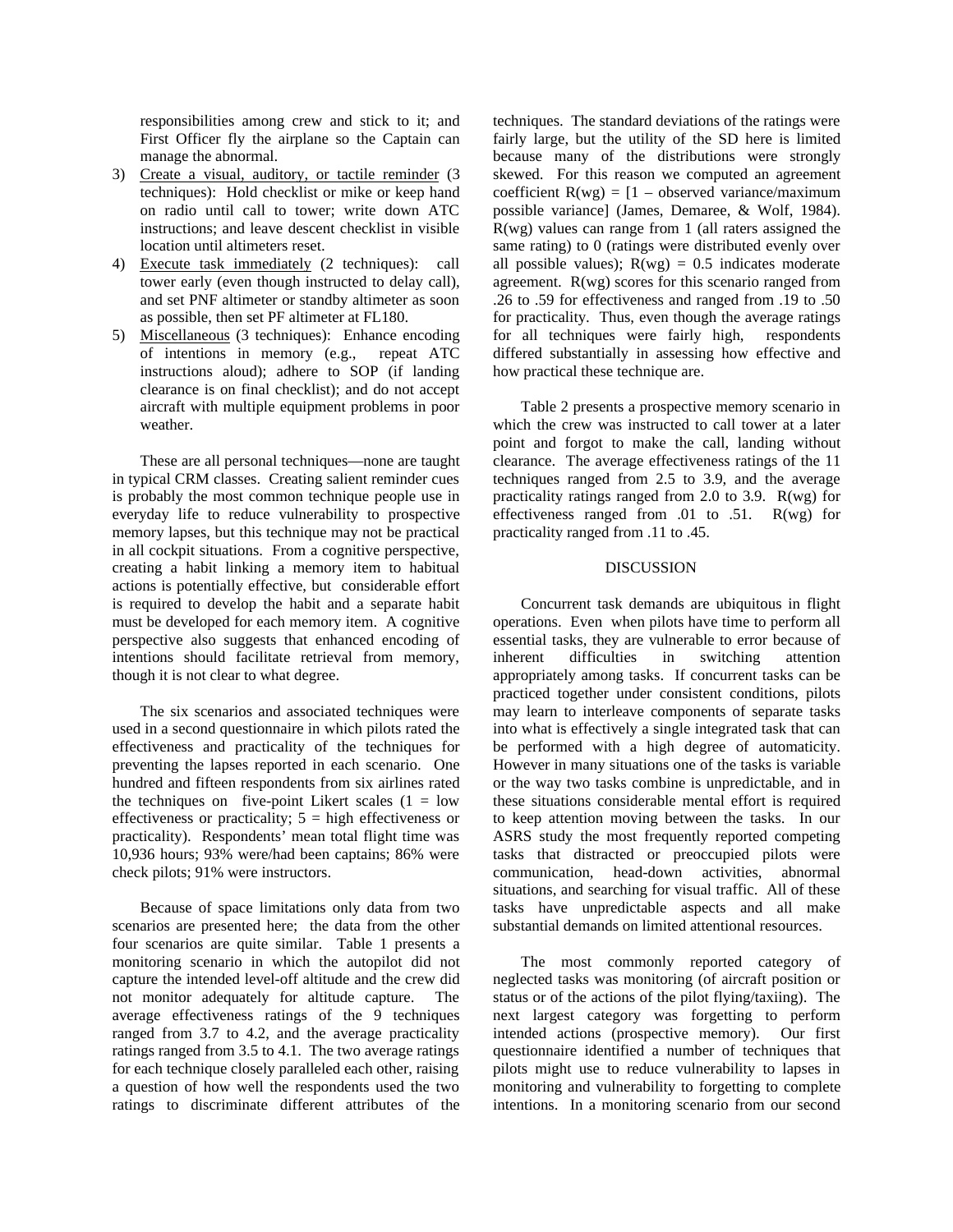responsibilities among crew and stick to it; and First Officer fly the airplane so the Captain can manage the abnormal.

3) Create a visual, auditory, or tactile reminder (3 techniques): Hold checklist or mike or keep hand on radio until call to tower; write down ATC instructions; and leave descent checklist in visible location until altimeters reset.
4) Execute task immediately (2 techniques): call tower early (even though instructed to delay call), and set PNF altimeter or standby altimeter as soon as possible, then set PF altimeter at FL180.
5) Miscellaneous (3 techniques): Enhance encoding of intentions in memory (e.g., repeat ATC instructions aloud); adhere to SOP (if landing clearance is on final checklist); and do not accept aircraft with multiple equipment problems in poor weather.

These are all personal techniques—none are taught in typical CRM classes. Creating salient reminder cues is probably the most common technique people use in everyday life to reduce vulnerability to prospective memory lapses, but this technique may not be practical in all cockpit situations. From a cognitive perspective, creating a habit linking a memory item to habitual actions is potentially effective, but considerable effort is required to develop the habit and a separate habit must be developed for each memory item. A cognitive perspective also suggests that enhanced encoding of intentions should facilitate retrieval from memory, though it is not clear to what degree.

The six scenarios and associated techniques were used in a second questionnaire in which pilots rated the effectiveness and practicality of the techniques for preventing the lapses reported in each scenario. One hundred and fifteen respondents from six airlines rated the techniques on five-point Likert scales (1 = low effectiveness or practicality; 5 = high effectiveness or practicality). Respondents' mean total flight time was 10,936 hours; 93% were/had been captains; 86% were check pilots; 91% were instructors.

Because of space limitations only data from two scenarios are presented here; the data from the other four scenarios are quite similar. Table 1 presents a monitoring scenario in which the autopilot did not capture the intended level-off altitude and the crew did not monitor adequately for altitude capture. The average effectiveness ratings of the 9 techniques ranged from 3.7 to 4.2, and the average practicality ratings ranged from 3.5 to 4.1. The two average ratings for each technique closely paralleled each other, raising a question of how well the respondents used the two ratings to discriminate different attributes of the techniques. The standard deviations of the ratings were fairly large, but the utility of the SD here is limited because many of the distributions were strongly skewed. For this reason we computed an agreement coefficient R(wg) = [1 – observed variance/maximum possible variance] (James, Demaree, & Wolf, 1984). R(wg) values can range from 1 (all raters assigned the same rating) to 0 (ratings were distributed evenly over all possible values); R(wg) = 0.5 indicates moderate agreement. R(wg) scores for this scenario ranged from .26 to .59 for effectiveness and ranged from .19 to .50 for practicality. Thus, even though the average ratings for all techniques were fairly high, respondents differed substantially in assessing how effective and how practical these technique are.

Table 2 presents a prospective memory scenario in which the crew was instructed to call tower at a later point and forgot to make the call, landing without clearance. The average effectiveness ratings of the 11 techniques ranged from 2.5 to 3.9, and the average practicality ratings ranged from 2.0 to 3.9. R(wg) for effectiveness ranged from .01 to .51. R(wg) for practicality ranged from .11 to .45.

## DISCUSSION

Concurrent task demands are ubiquitous in flight operations. Even when pilots have time to perform all essential tasks, they are vulnerable to error because of inherent difficulties in switching attention appropriately among tasks. If concurrent tasks can be practiced together under consistent conditions, pilots may learn to interleave components of separate tasks into what is effectively a single integrated task that can be performed with a high degree of automaticity. However in many situations one of the tasks is variable or the way two tasks combine is unpredictable, and in these situations considerable mental effort is required to keep attention moving between the tasks. In our ASRS study the most frequently reported competing tasks that distracted or preoccupied pilots were communication, head-down activities, abnormal situations, and searching for visual traffic. All of these tasks have unpredictable aspects and all make substantial demands on limited attentional resources.

The most commonly reported category of neglected tasks was monitoring (of aircraft position or status or of the actions of the pilot flying/taxiing). The next largest category was forgetting to perform intended actions (prospective memory). Our first questionnaire identified a number of techniques that pilots might use to reduce vulnerability to lapses in monitoring and vulnerability to forgetting to complete intentions. In a monitoring scenario from our second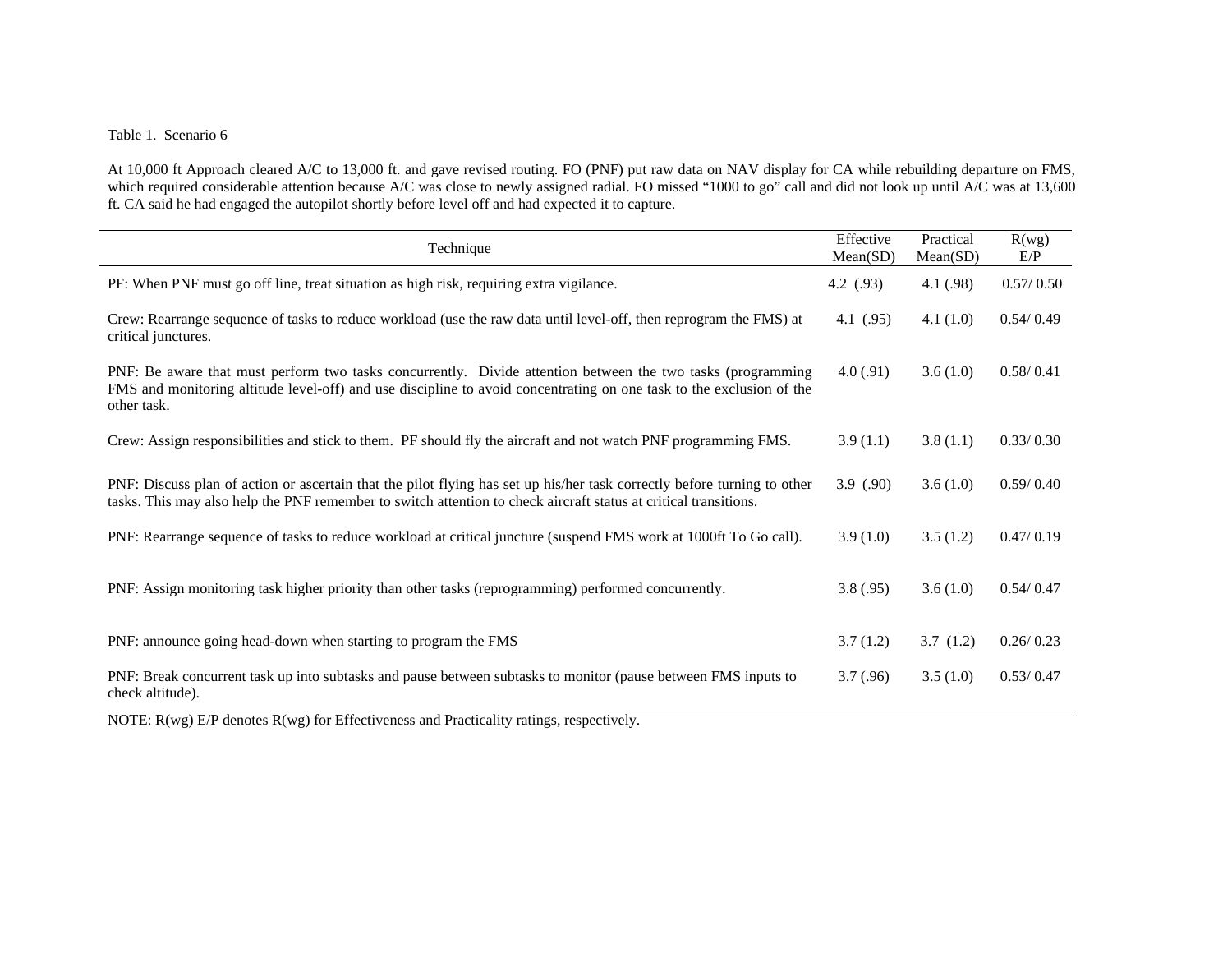Table 1. Scenario 6

At 10,000 ft Approach cleared A/C to 13,000 ft. and gave revised routing. FO (PNF) put raw data on NAV display for CA while rebuilding departure on FMS, which required considerable attention because A/C was close to newly assigned radial. FO missed "1000 to go" call and did not look up until A/C was at 13,600 ft. CA said he had engaged the autopilot shortly before level off and had expected it to capture.

| Technique | Effective Mean(SD) | Practical Mean(SD) | R(wg) E/P |
|---|---|---|---|
| PF: When PNF must go off line, treat situation as high risk, requiring extra vigilance. | 4.2 (.93) | 4.1 (.98) | 0.57/ 0.50 |
| Crew: Rearrange sequence of tasks to reduce workload (use the raw data until level-off, then reprogram the FMS) at critical junctures. | 4.1 (.95) | 4.1 (1.0) | 0.54/ 0.49 |
| PNF: Be aware that must perform two tasks concurrently. Divide attention between the two tasks (programming FMS and monitoring altitude level-off) and use discipline to avoid concentrating on one task to the exclusion of the other task. | 4.0 (.91) | 3.6 (1.0) | 0.58/ 0.41 |
| Crew: Assign responsibilities and stick to them. PF should fly the aircraft and not watch PNF programming FMS. | 3.9 (1.1) | 3.8 (1.1) | 0.33/ 0.30 |
| PNF: Discuss plan of action or ascertain that the pilot flying has set up his/her task correctly before turning to other tasks. This may also help the PNF remember to switch attention to check aircraft status at critical transitions. | 3.9 (.90) | 3.6 (1.0) | 0.59/ 0.40 |
| PNF: Rearrange sequence of tasks to reduce workload at critical juncture (suspend FMS work at 1000ft To Go call). | 3.9 (1.0) | 3.5 (1.2) | 0.47/ 0.19 |
| PNF: Assign monitoring task higher priority than other tasks (reprogramming) performed concurrently. | 3.8 (.95) | 3.6 (1.0) | 0.54/ 0.47 |
| PNF: announce going head-down when starting to program the FMS | 3.7 (1.2) | 3.7 (1.2) | 0.26/ 0.23 |
| PNF: Break concurrent task up into subtasks and pause between subtasks to monitor (pause between FMS inputs to check altitude). | 3.7 (.96) | 3.5 (1.0) | 0.53/ 0.47 |

NOTE: R(wg) E/P denotes R(wg) for Effectiveness and Practicality ratings, respectively.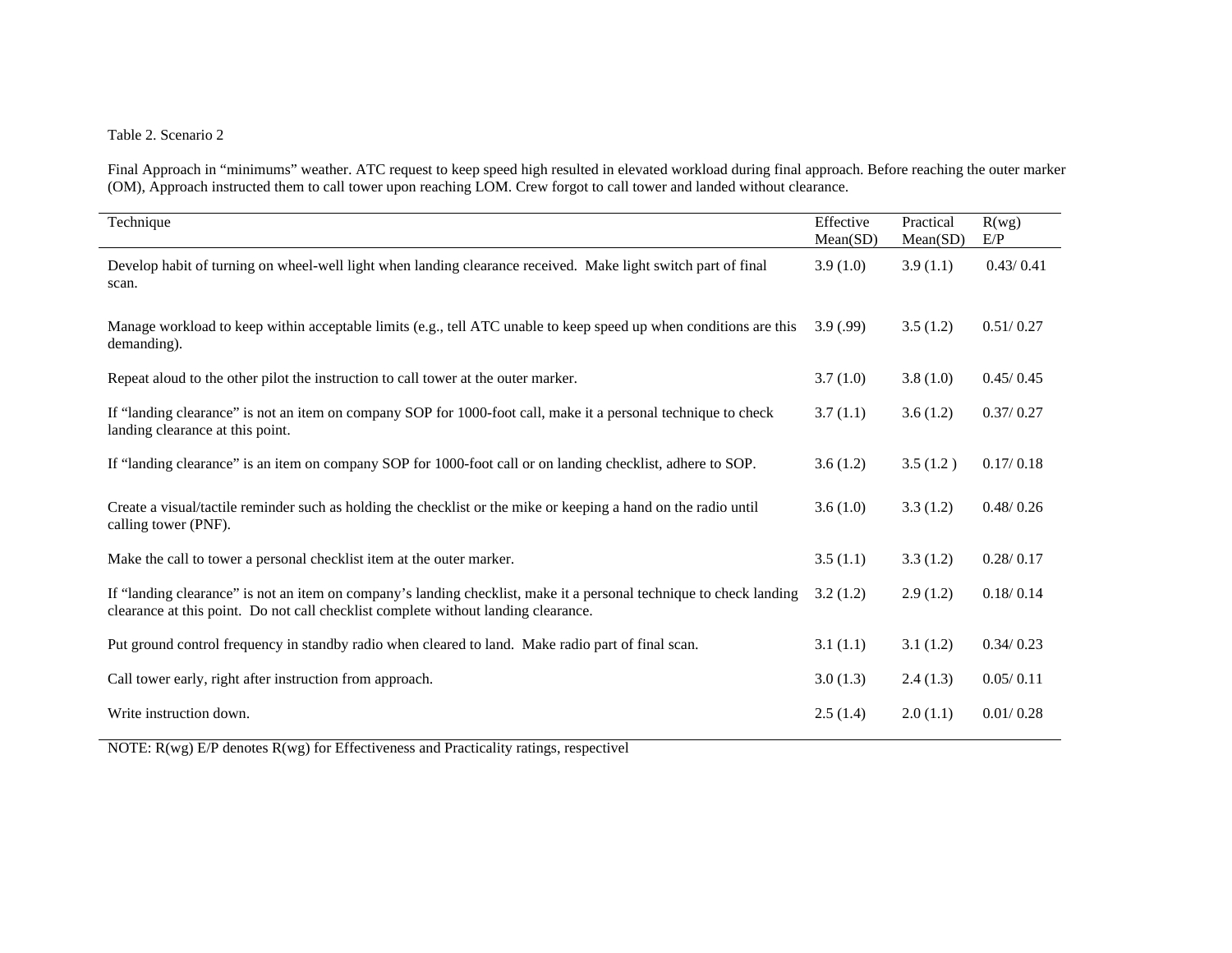Table 2. Scenario 2

Final Approach in "minimums" weather. ATC request to keep speed high resulted in elevated workload during final approach. Before reaching the outer marker (OM), Approach instructed them to call tower upon reaching LOM. Crew forgot to call tower and landed without clearance.

| Technique | Effective Mean(SD) | Practical Mean(SD) | R(wg) E/P |
|---|---|---|---|
| Develop habit of turning on wheel-well light when landing clearance received. Make light switch part of final scan. | 3.9 (1.0) | 3.9 (1.1) | 0.43/ 0.41 |
| Manage workload to keep within acceptable limits (e.g., tell ATC unable to keep speed up when conditions are this demanding). | 3.9 (.99) | 3.5 (1.2) | 0.51/ 0.27 |
| Repeat aloud to the other pilot the instruction to call tower at the outer marker. | 3.7 (1.0) | 3.8 (1.0) | 0.45/ 0.45 |
| If "landing clearance" is not an item on company SOP for 1000-foot call, make it a personal technique to check landing clearance at this point. | 3.7 (1.1) | 3.6 (1.2) | 0.37/ 0.27 |
| If "landing clearance" is an item on company SOP for 1000-foot call or on landing checklist, adhere to SOP. | 3.6 (1.2) | 3.5 (1.2 ) | 0.17/ 0.18 |
| Create a visual/tactile reminder such as holding the checklist or the mike or keeping a hand on the radio until calling tower (PNF). | 3.6 (1.0) | 3.3 (1.2) | 0.48/ 0.26 |
| Make the call to tower a personal checklist item at the outer marker. | 3.5 (1.1) | 3.3 (1.2) | 0.28/ 0.17 |
| If "landing clearance" is not an item on company's landing checklist, make it a personal technique to check landing clearance at this point. Do not call checklist complete without landing clearance. | 3.2 (1.2) | 2.9 (1.2) | 0.18/ 0.14 |
| Put ground control frequency in standby radio when cleared to land. Make radio part of final scan. | 3.1 (1.1) | 3.1 (1.2) | 0.34/ 0.23 |
| Call tower early, right after instruction from approach. | 3.0 (1.3) | 2.4 (1.3) | 0.05/ 0.11 |
| Write instruction down. | 2.5 (1.4) | 2.0 (1.1) | 0.01/ 0.28 |

NOTE: R(wg) E/P denotes R(wg) for Effectiveness and Practicality ratings, respectivel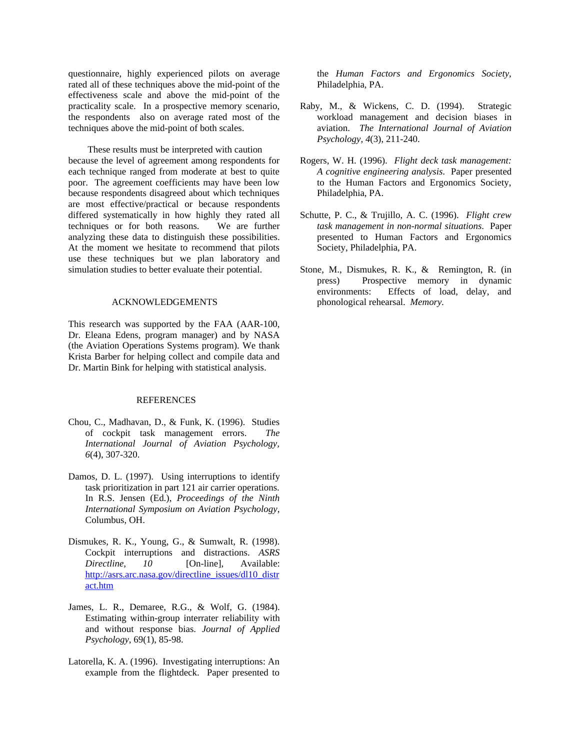questionnaire, highly experienced pilots on average rated all of these techniques above the mid-point of the effectiveness scale and above the mid-point of the practicality scale. In a prospective memory scenario, the respondents also on average rated most of the techniques above the mid-point of both scales.

These results must be interpreted with caution because the level of agreement among respondents for each technique ranged from moderate at best to quite poor. The agreement coefficients may have been low because respondents disagreed about which techniques are most effective/practical or because respondents differed systematically in how highly they rated all techniques or for both reasons. We are further analyzing these data to distinguish these possibilities. At the moment we hesitate to recommend that pilots use these techniques but we plan laboratory and simulation studies to better evaluate their potential.

## ACKNOWLEDGEMENTS

This research was supported by the FAA (AAR-100, Dr. Eleana Edens, program manager) and by NASA (the Aviation Operations Systems program). We thank Krista Barber for helping collect and compile data and Dr. Martin Bink for helping with statistical analysis.

## REFERENCES

Chou, C., Madhavan, D., & Funk, K. (1996). Studies of cockpit task management errors. *The International Journal of Aviation Psychology, 6*(4), 307-320.

Damos, D. L. (1997). Using interruptions to identify task prioritization in part 121 air carrier operations. In R.S. Jensen (Ed.), *Proceedings of the Ninth International Symposium on Aviation Psychology*, Columbus, OH.

Dismukes, R. K., Young, G., & Sumwalt, R. (1998). Cockpit interruptions and distractions. *ASRS Directline, 10* [On-line], Available: http://asrs.arc.nasa.gov/directline_issues/dl10_distract.htm

James, L. R., Demaree, R.G., & Wolf, G. (1984). Estimating within-group interrater reliability with and without response bias. *Journal of Applied Psychology*, 69(1), 85-98.

Latorella, K. A. (1996). Investigating interruptions: An example from the flightdeck. Paper presented to the *Human Factors and Ergonomics Society*, Philadelphia, PA.

Raby, M., & Wickens, C. D. (1994). Strategic workload management and decision biases in aviation. *The International Journal of Aviation Psychology, 4*(3), 211-240.

Rogers, W. H. (1996). *Flight deck task management: A cognitive engineering analysis.* Paper presented to the Human Factors and Ergonomics Society, Philadelphia, PA.

Schutte, P. C., & Trujillo, A. C. (1996). *Flight crew task management in non-normal situations.* Paper presented to Human Factors and Ergonomics Society, Philadelphia, PA.

Stone, M., Dismukes, R. K., & Remington, R. (in press) Prospective memory in dynamic environments: Effects of load, delay, and phonological rehearsal. *Memory.*